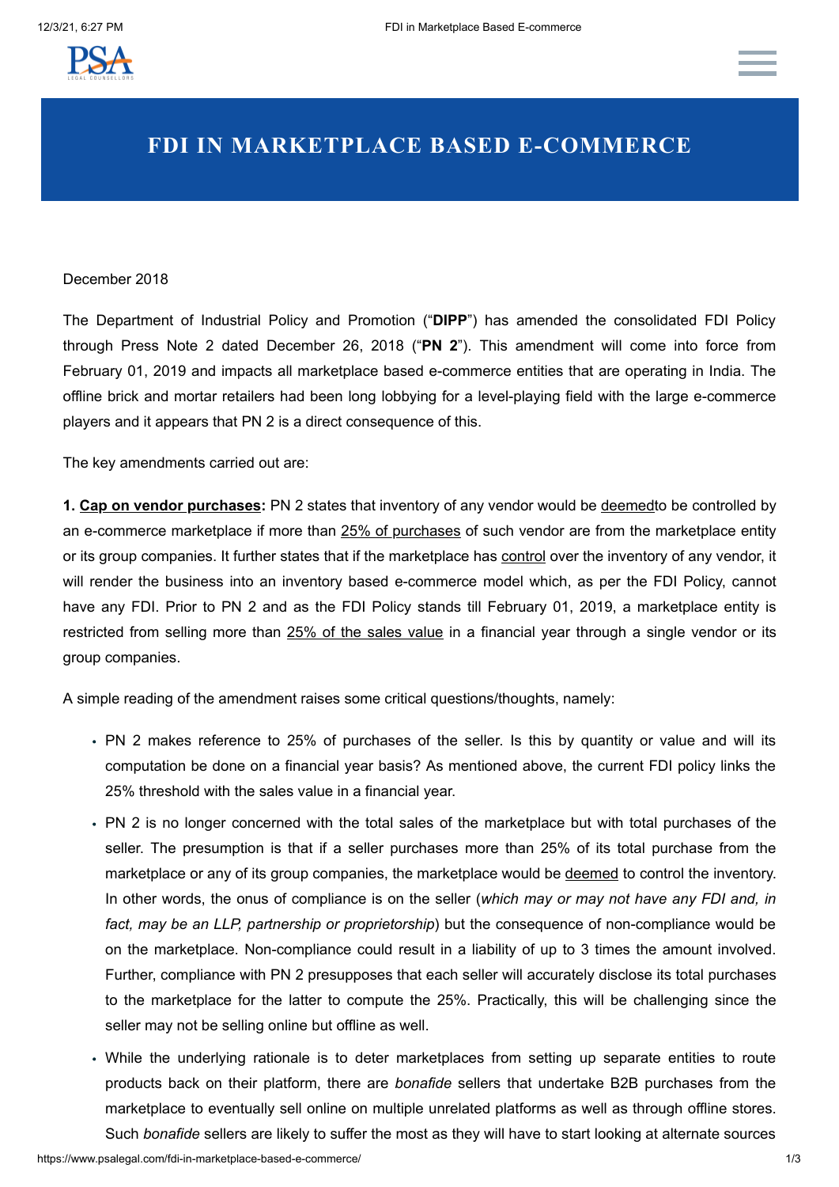# FDI IN MARKETPLACE BASED E-COMMERCE

December 2018

The Department of Industrial Policy and Promotion ("**DIPP**") has amended the consolidated FDI Policy through Press Note 2 dated December 26, 2018 ("**PN 2**"). This amendment will come into force from February 01, 2019 and impacts all marketplace based e-commerce entities that are operating in India. The offline brick and mortar retailers had been long lobbying for a level-playing field with the large e-commerce players and it appears that PN 2 is a direct consequence of this.

The key amendments carried out are:

**1. Cap on vendor purchases:** PN 2 states that inventory of any vendor would be deemedto be controlled by an e-commerce marketplace if more than 25% of purchases of such vendor are from the marketplace entity or its group companies. It further states that if the marketplace has control over the inventory of any vendor, it will render the business into an inventory based e-commerce model which, as per the FDI Policy, cannot have any FDI. Prior to PN 2 and as the FDI Policy stands till February 01, 2019, a marketplace entity is restricted from selling more than 25% of the sales value in a financial year through a single vendor or its group companies.

A simple reading of the amendment raises some critical questions/thoughts, namely:

- PN 2 makes reference to 25% of purchases of the seller. Is this by quantity or value and will its computation be done on a financial year basis? As mentioned above, the current FDI policy links the 25% threshold with the sales value in a financial year.
- PN 2 is no longer concerned with the total sales of the marketplace but with total purchases of the seller. The presumption is that if a seller purchases more than 25% of its total purchase from the marketplace or any of its group companies, the marketplace would be deemed to control the inventory. In other words, the onus of compliance is on the seller (*which may or may not have any FDI and, in fact, may be an LLP, partnership or proprietorship*) but the consequence of non-compliance would be on the marketplace. Non-compliance could result in a liability of up to 3 times the amount involved. Further, compliance with PN 2 presupposes that each seller will accurately disclose its total purchases to the marketplace for the latter to compute the 25%. Practically, this will be challenging since the seller may not be selling online but offline as well.
- While the underlying rationale is to deter marketplaces from setting up separate entities to route products back on their platform, there are *bonafide* sellers that undertake B2B purchases from the marketplace to eventually sell online on multiple unrelated platforms as well as through offline stores. Such *bonafide* sellers are likely to suffer the most as they will have to start looking at alternate sources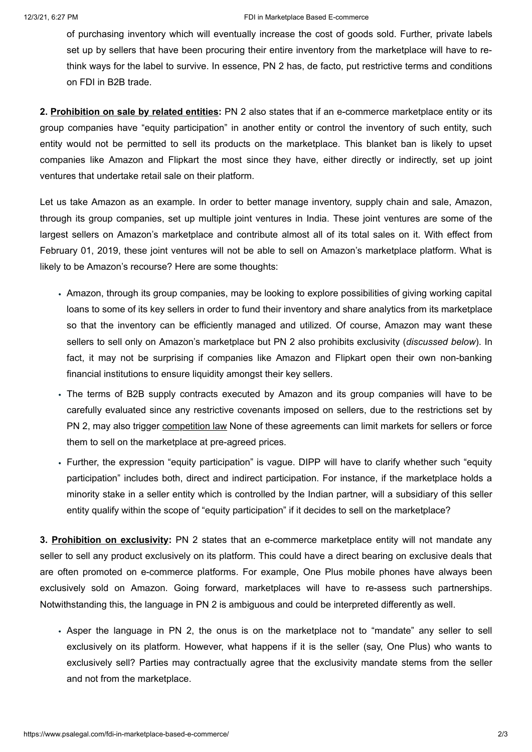of purchasing inventory which will eventually increase the cost of goods sold. Further, private labels set up by sellers that have been procuring their entire inventory from the marketplace will have to re-think ways for the label to survive. In essence, PN 2 has, de facto, put restrictive terms and conditions on FDI in B2B trade.

**2. Prohibition on sale by related entities:** PN 2 also states that if an e-commerce marketplace entity or its group companies have "equity participation" in another entity or control the inventory of such entity, such entity would not be permitted to sell its products on the marketplace. This blanket ban is likely to upset companies like Amazon and Flipkart the most since they have, either directly or indirectly, set up joint ventures that undertake retail sale on their platform.

Let us take Amazon as an example. In order to better manage inventory, supply chain and sale, Amazon, through its group companies, set up multiple joint ventures in India. These joint ventures are some of the largest sellers on Amazon's marketplace and contribute almost all of its total sales on it. With effect from February 01, 2019, these joint ventures will not be able to sell on Amazon's marketplace platform. What is likely to be Amazon's recourse? Here are some thoughts:

- Amazon, through its group companies, may be looking to explore possibilities of giving working capital loans to some of its key sellers in order to fund their inventory and share analytics from its marketplace so that the inventory can be efficiently managed and utilized. Of course, Amazon may want these sellers to sell only on Amazon's marketplace but PN 2 also prohibits exclusivity (*discussed below*). In fact, it may not be surprising if companies like Amazon and Flipkart open their own non-banking financial institutions to ensure liquidity amongst their key sellers.
- The terms of B2B supply contracts executed by Amazon and its group companies will have to be carefully evaluated since any restrictive covenants imposed on sellers, due to the restrictions set by PN 2, may also trigger competition law None of these agreements can limit markets for sellers or force them to sell on the marketplace at pre-agreed prices.
- Further, the expression "equity participation" is vague. DIPP will have to clarify whether such "equity participation" includes both, direct and indirect participation. For instance, if the marketplace holds a minority stake in a seller entity which is controlled by the Indian partner, will a subsidiary of this seller entity qualify within the scope of "equity participation" if it decides to sell on the marketplace?

**3. Prohibition on exclusivity:** PN 2 states that an e-commerce marketplace entity will not mandate any seller to sell any product exclusively on its platform. This could have a direct bearing on exclusive deals that are often promoted on e-commerce platforms. For example, One Plus mobile phones have always been exclusively sold on Amazon. Going forward, marketplaces will have to re-assess such partnerships. Notwithstanding this, the language in PN 2 is ambiguous and could be interpreted differently as well.

- Asper the language in PN 2, the onus is on the marketplace not to "mandate" any seller to sell exclusively on its platform. However, what happens if it is the seller (say, One Plus) who wants to exclusively sell? Parties may contractually agree that the exclusivity mandate stems from the seller and not from the marketplace.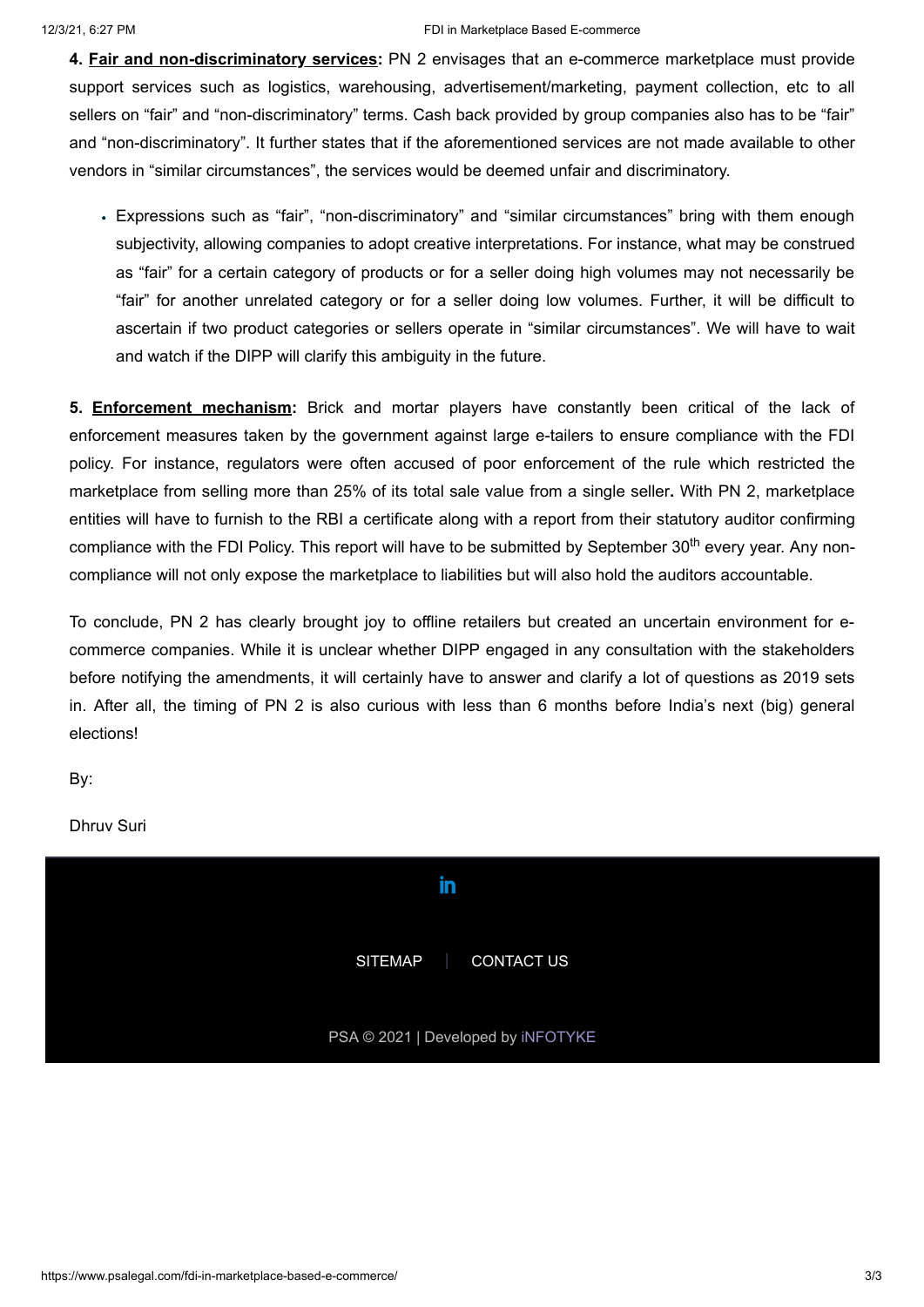**4. Fair and non-discriminatory services:** PN 2 envisages that an e-commerce marketplace must provide support services such as logistics, warehousing, advertisement/marketing, payment collection, etc to all sellers on "fair" and "non-discriminatory" terms. Cash back provided by group companies also has to be "fair" and "non-discriminatory". It further states that if the aforementioned services are not made available to other vendors in "similar circumstances", the services would be deemed unfair and discriminatory.

- Expressions such as "fair", "non-discriminatory" and "similar circumstances" bring with them enough subjectivity, allowing companies to adopt creative interpretations. For instance, what may be construed as "fair" for a certain category of products or for a seller doing high volumes may not necessarily be "fair" for another unrelated category or for a seller doing low volumes. Further, it will be difficult to ascertain if two product categories or sellers operate in "similar circumstances". We will have to wait and watch if the DIPP will clarify this ambiguity in the future.

**5. Enforcement mechanism:** Brick and mortar players have constantly been critical of the lack of enforcement measures taken by the government against large e-tailers to ensure compliance with the FDI policy. For instance, regulators were often accused of poor enforcement of the rule which restricted the marketplace from selling more than 25% of its total sale value from a single seller**.** With PN 2, marketplace entities will have to furnish to the RBI a certificate along with a report from their statutory auditor confirming compliance with the FDI Policy. This report will have to be submitted by September 30th every year. Any non-compliance will not only expose the marketplace to liabilities but will also hold the auditors accountable.

To conclude, PN 2 has clearly brought joy to offline retailers but created an uncertain environment for e-commerce companies. While it is unclear whether DIPP engaged in any consultation with the stakeholders before notifying the amendments, it will certainly have to answer and clarify a lot of questions as 2019 sets in. After all, the timing of PN 2 is also curious with less than 6 months before India's next (big) general elections!

By:

Dhruv Suri

SITEMAP | CONTACT US

PSA © 2021 | Developed by iNFOTYKE